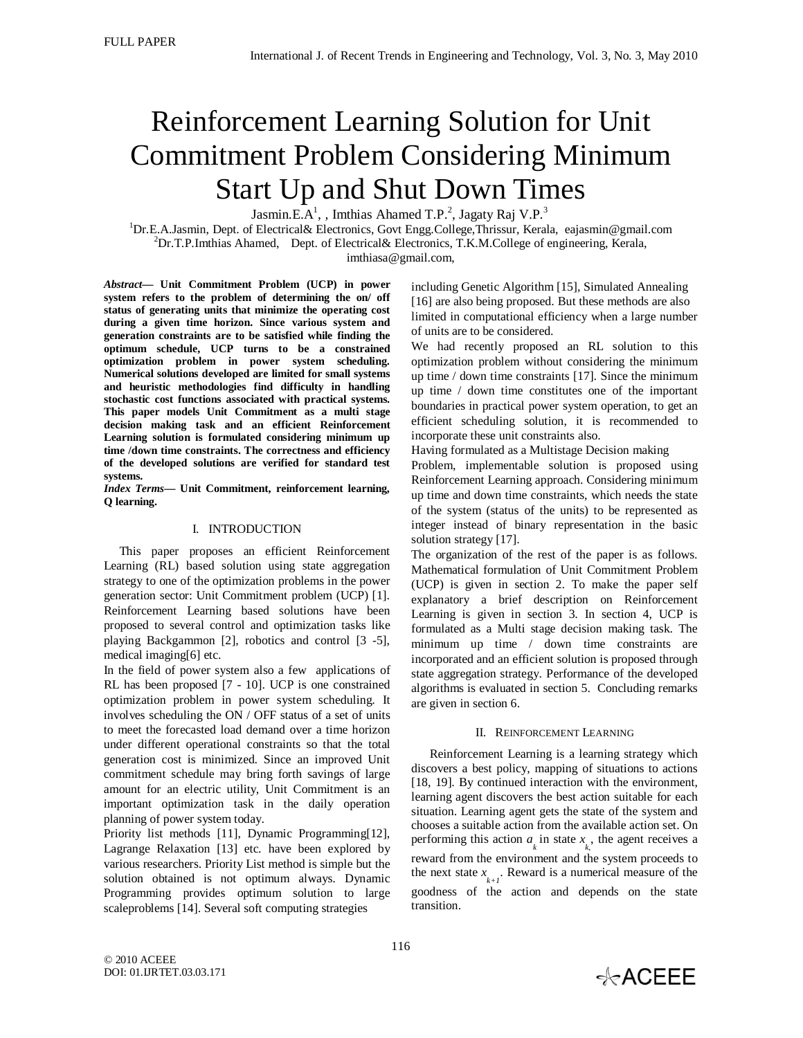FULL PAPER

# Reinforcement Learning Solution for Unit Commitment Problem Considering Minimum Start Up and Shut Down Times

Jasmin.E.A[1], , Imthias Ahamed T.P.[2], Jagaty Raj V.P.[3]

[1]Dr.E.A.Jasmin, Dept. of Electrical& Electronics, Govt Engg.College,Thrissur, Kerala, eajasmin@gmail.com
[2]Dr.T.P.Imthias Ahamed, Dept. of Electrical& Electronics, T.K.M.College of engineering, Kerala, imthiasa@gmail.com,

***Abstract*— Unit Commitment Problem (UCP) in power system refers to the problem of determining the on/ off status of generating units that minimize the operating cost during a given time horizon. Since various system and generation constraints are to be satisfied while finding the optimum schedule, UCP turns to be a constrained optimization problem in power system scheduling. Numerical solutions developed are limited for small systems and heuristic methodologies find difficulty in handling stochastic cost functions associated with practical systems. This paper models Unit Commitment as a multi stage decision making task and an efficient Reinforcement Learning solution is formulated considering minimum up time /down time constraints. The correctness and efficiency of the developed solutions are verified for standard test systems.**

***Index Terms*— Unit Commitment, reinforcement learning, Q learning.**

## I. INTRODUCTION

This paper proposes an efficient Reinforcement Learning (RL) based solution using state aggregation strategy to one of the optimization problems in the power generation sector: Unit Commitment problem (UCP) [1]. Reinforcement Learning based solutions have been proposed to several control and optimization tasks like playing Backgammon [2], robotics and control [3 -5], medical imaging[6] etc.

In the field of power system also a few applications of RL has been proposed [7 - 10]. UCP is one constrained optimization problem in power system scheduling. It involves scheduling the ON / OFF status of a set of units to meet the forecasted load demand over a time horizon under different operational constraints so that the total generation cost is minimized. Since an improved Unit commitment schedule may bring forth savings of large amount for an electric utility, Unit Commitment is an important optimization task in the daily operation planning of power system today.

Priority list methods [11], Dynamic Programming[12], Lagrange Relaxation [13] etc. have been explored by various researchers. Priority List method is simple but the solution obtained is not optimum always. Dynamic Programming provides optimum solution to large scaleproblems [14]. Several soft computing strategies including Genetic Algorithm [15], Simulated Annealing [16] are also being proposed. But these methods are also limited in computational efficiency when a large number of units are to be considered.

We had recently proposed an RL solution to this optimization problem without considering the minimum up time / down time constraints [17]. Since the minimum up time / down time constitutes one of the important boundaries in practical power system operation, to get an efficient scheduling solution, it is recommended to incorporate these unit constraints also.

Having formulated as a Multistage Decision making Problem, implementable solution is proposed using Reinforcement Learning approach. Considering minimum up time and down time constraints, which needs the state of the system (status of the units) to be represented as integer instead of binary representation in the basic solution strategy [17].

The organization of the rest of the paper is as follows. Mathematical formulation of Unit Commitment Problem (UCP) is given in section 2. To make the paper self explanatory a brief description on Reinforcement Learning is given in section 3. In section 4, UCP is formulated as a Multi stage decision making task. The minimum up time / down time constraints are incorporated and an efficient solution is proposed through state aggregation strategy. Performance of the developed algorithms is evaluated in section 5. Concluding remarks are given in section 6.

## II. REINFORCEMENT LEARNING

Reinforcement Learning is a learning strategy which discovers a best policy, mapping of situations to actions [18, 19]. By continued interaction with the environment, learning agent discovers the best action suitable for each situation. Learning agent gets the state of the system and chooses a suitable action from the available action set. On performing this action $a_k$ in state $x_k$, the agent receives a reward from the environment and the system proceeds to the next state $x_{k+1}$. Reward is a numerical measure of the goodness of the action and depends on the state transition.

© 2010 ACEEE
DOI: 01.IJRTET.03.03.171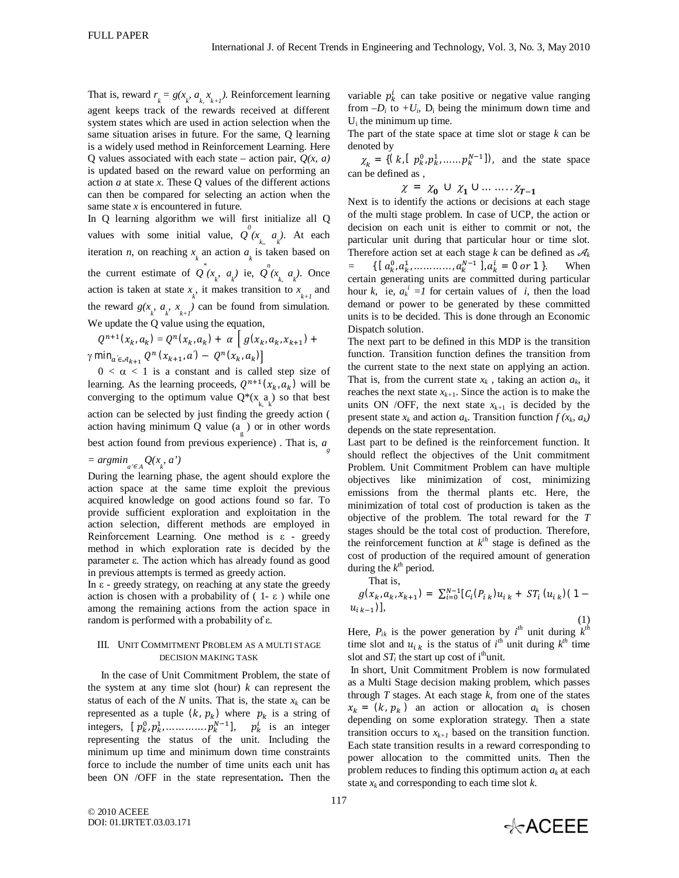That is, reward $r_k = g(x_k, a_k, x_{k+1})$. Reinforcement learning agent keeps track of the rewards received at different system states which are used in action selection when the same situation arises in future. For the same, Q learning is a widely used method in Reinforcement Learning. Here Q values associated with each state – action pair, $Q(x, a)$ is updated based on the reward value on performing an action $a$ at state $x$. These Q values of the different actions can then be compared for selecting an action when the same state $x$ is encountered in future.

In Q learning algorithm we will first initialize all Q values with some initial value, $Q^0(x_k, a_k)$. At each iteration $n$, on reaching $x_k$ an action $a_k$ is taken based on the current estimate of $Q^*(x_k, a_k)$ ie, $Q^n(x_k, a_k)$. Once action is taken at state $x_k$, it makes transition to $x_{k+1}$ and the reward $g(x_k, a_k, x_{k+1})$ can be found from simulation. We update the Q value using the equation,

$$Q^{n+1}(x_k, a_k) = Q^n(x_k, a_k) + \alpha \left[ g(x_k, a_k, x_{k+1}) + \gamma \min_{a' \in \mathcal{A}_{k+1}} Q^n(x_{k+1}, a') - Q^n(x_k, a_k) \right]$$

$0 < \alpha < 1$ is a constant and is called step size of learning. As the learning proceeds, $Q^{n+1}(x_k, a_k)$ will be converging to the optimum value $Q^*(x_k, a_k)$ so that best action can be selected by just finding the greedy action ( action having minimum Q value ($a_g$) or in other words best action found from previous experience) . That is, $a_g = argmin_{a' \in A} Q(x_k, a')$

During the learning phase, the agent should explore the action space at the same time exploit the previous acquired knowledge on good actions found so far. To provide sufficient exploration and exploitation in the action selection, different methods are employed in Reinforcement Learning. One method is $\varepsilon$ - greedy method in which exploration rate is decided by the parameter $\varepsilon$. The action which has already found as good in previous attempts is termed as greedy action.

In $\varepsilon$ - greedy strategy, on reaching at any state the greedy action is chosen with a probability of ( 1- $\varepsilon$ ) while one among the remaining actions from the action space in random is performed with a probability of $\varepsilon$.

## III. Unit Commitment Problem as a multi stage decision making task

In the case of Unit Commitment Problem, the state of the system at any time slot (hour) $k$ can represent the status of each of the $N$ units. That is, the state $x_k$ can be represented as a tuple $(k, p_k)$ where $p_k$ is a string of integers, $[p_k^0, p_k^1, \ldots\ldots\ldots\ldots p_k^{N-1}]$, $p_k^i$ is an integer representing the status of the unit. Including the minimum up time and minimum down time constraints force to include the number of time units each unit has been ON /OFF in the state representation**.** Then the variable $p_k^i$ can take positive or negative value ranging from $-D_i$ to $+U_i$, $D_i$ being the minimum down time and $U_i$ the minimum up time.

The part of the state space at time slot or stage $k$ can be denoted by

$\chi_k = \{(k, [p_k^0, p_k^1, \ldots\ldots p_k^{N-1}])$, and the state space can be defined as ,

$$\chi = \chi_0 \cup \chi_1 \cup \ldots \ldots \chi_{T-1}$$

Next is to identify the actions or decisions at each stage of the multi stage problem. In case of UCP, the action or decision on each unit is either to commit or not, the particular unit during that particular hour or time slot. Therefore action set at each stage $k$ can be defined as $\mathcal{A}_k = \{[a_k^0, a_k^1, \ldots\ldots\ldots\ldots, a_k^{N-1}], a_k^i = 0 \text{ or } 1\}$. When certain generating units are committed during particular hour $k$, ie, $a_k^i = 1$ for certain values of $i$, then the load demand or power to be generated by these committed units is to be decided. This is done through an Economic Dispatch solution.

The next part to be defined in this MDP is the transition function. Transition function defines the transition from the current state to the next state on applying an action. That is, from the current state $x_k$ , taking an action $a_k$, it reaches the next state $x_{k+1}$. Since the action is to make the units ON /OFF, the next state $x_{k+1}$ is decided by the present state $x_k$ and action $a_k$. Transition function $f(x_k, a_k)$ depends on the state representation.

Last part to be defined is the reinforcement function. It should reflect the objectives of the Unit commitment Problem. Unit Commitment Problem can have multiple objectives like minimization of cost, minimizing emissions from the thermal plants etc. Here, the minimization of total cost of production is taken as the objective of the problem. The total reward for the $T$ stages should be the total cost of production. Therefore, the reinforcement function at $k^{th}$ stage is defined as the cost of production of the required amount of generation during the $k^{th}$ period.

That is,

$$g(x_k, a_k, x_{k+1}) = \sum_{i=0}^{N-1} [C_i(P_{ik}) u_{ik} + ST_i (u_{ik})(1 - u_{ik-1})], \tag{1}$$

Here, $P_{ik}$ is the power generation by $i^{th}$ unit during $k^{th}$ time slot and $u_{ik}$ is the status of $i^{th}$ unit during $k^{th}$ time slot and $ST_i$ the start up cost of $i^{th}$ unit.

In short, Unit Commitment Problem is now formulated as a Multi Stage decision making problem, which passes through $T$ stages. At each stage $k$, from one of the states $x_k = (k, p_k)$ an action or allocation $a_k$ is chosen depending on some exploration strategy. Then a state transition occurs to $x_{k+1}$ based on the transition function. Each state transition results in a reward corresponding to power allocation to the committed units. Then the problem reduces to finding this optimum action $a_k$ at each state $x_k$ and corresponding to each time slot $k$.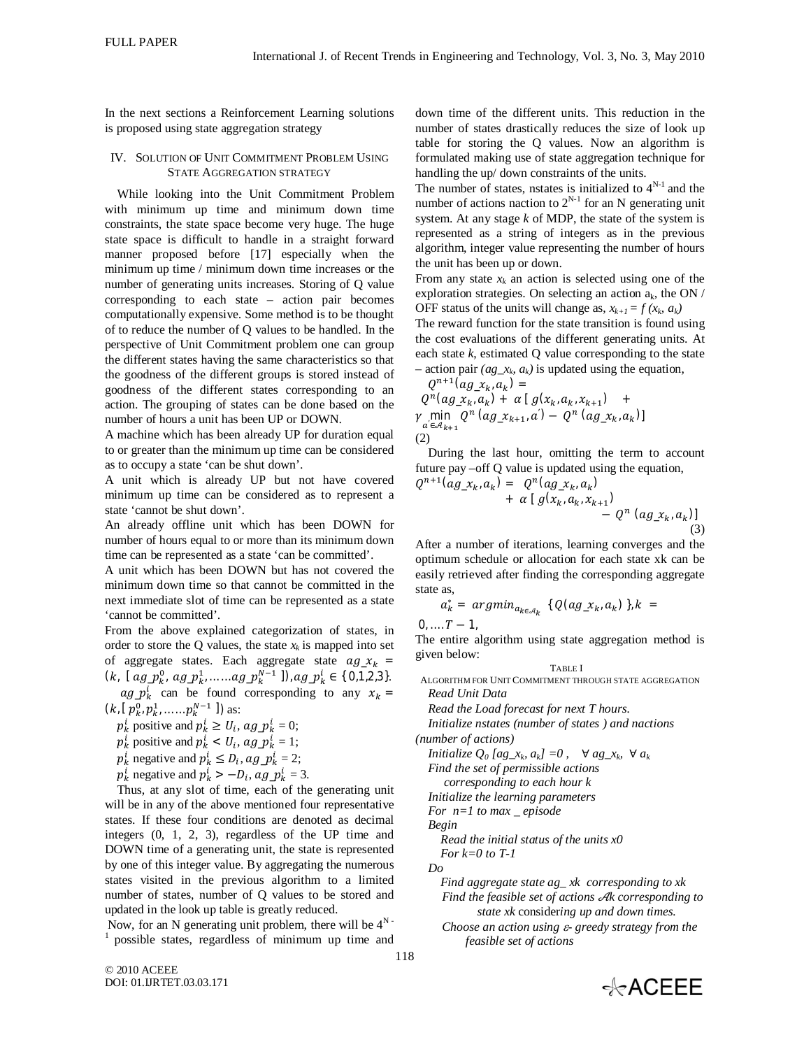In the next sections a Reinforcement Learning solutions is proposed using state aggregation strategy

## IV. Solution of Unit Commitment Problem Using State Aggregation strategy

While looking into the Unit Commitment Problem with minimum up time and minimum down time constraints, the state space become very huge. The huge state space is difficult to handle in a straight forward manner proposed before [17] especially when the minimum up time / minimum down time increases or the number of generating units increases. Storing of Q value corresponding to each state – action pair becomes computationally expensive. Some method is to be thought of to reduce the number of Q values to be handled. In the perspective of Unit Commitment problem one can group the different states having the same characteristics so that the goodness of the different groups is stored instead of goodness of the different states corresponding to an action. The grouping of states can be done based on the number of hours a unit has been UP or DOWN.

A machine which has been already UP for duration equal to or greater than the minimum up time can be considered as to occupy a state 'can be shut down'.

A unit which is already UP but not have covered minimum up time can be considered as to represent a state 'cannot be shut down'.

An already offline unit which has been DOWN for number of hours equal to or more than its minimum down time can be represented as a state 'can be committed'.

A unit which has been DOWN but has not covered the minimum down time so that cannot be committed in the next immediate slot of time can be represented as a state 'cannot be committed'.

From the above explained categorization of states, in order to store the Q values, the state $x_k$ is mapped into set of aggregate states. Each aggregate state $ag\_x_k = (k, [\, ag\_p_k^0, ag\_p_k^1, \ldots\ldots ag\_p_k^{N-1}\,]), ag\_p_k^i \in \{0,1,2,3\}$.

$ag\_p_k^i$ can be found corresponding to any $x_k = (k, [\, p_k^0, p_k^1, \ldots\ldots p_k^{N-1}\,])$ as:

$p_k^i$ positive and $p_k^i \geq U_i$, $ag\_p_k^i = 0$;

$p_k^i$ positive and $p_k^i < U_i$, $ag\_p_k^i = 1$;

$p_k^i$ negative and $p_k^i \leq D_i$, $ag\_p_k^i = 2$;

$p_k^i$ negative and $p_k^i > -D_i$, $ag\_p_k^i = 3$.

Thus, at any slot of time, each of the generating unit will be in any of the above mentioned four representative states. If these four conditions are denoted as decimal integers (0, 1, 2, 3), regardless of the UP time and DOWN time of a generating unit, the state is represented by one of this integer value. By aggregating the numerous states visited in the previous algorithm to a limited number of states, number of Q values to be stored and updated in the look up table is greatly reduced.

Now, for an N generating unit problem, there will be $4^{N-1}$ possible states, regardless of minimum up time and down time of the different units. This reduction in the number of states drastically reduces the size of look up table for storing the Q values. Now an algorithm is formulated making use of state aggregation technique for handling the up/ down constraints of the units.

The number of states, nstates is initialized to $4^{N-1}$ and the number of actions naction to $2^{N-1}$ for an N generating unit system. At any stage $k$ of MDP, the state of the system is represented as a string of integers as in the previous algorithm, integer value representing the number of hours the unit has been up or down.

From any state $x_k$ an action is selected using one of the exploration strategies. On selecting an action $a_k$, the ON / OFF status of the units will change as, $x_{k+1} = f(x_k, a_k)$

The reward function for the state transition is found using the cost evaluations of the different generating units. At each state $k$, estimated Q value corresponding to the state – action pair $(ag\_x_k, a_k)$ is updated using the equation,

$$Q^{n+1}(ag\_x_k, a_k) = Q^n(ag\_x_k, a_k) + \alpha\,[\, g(x_k, a_k, x_{k+1}) + \gamma \min_{a' \in \mathcal{A}_{k+1}} Q^n(ag\_x_{k+1}, a') - Q^n(ag\_x_k, a_k)] \quad (2)$$

During the last hour, omitting the term to account future pay –off Q value is updated using the equation,

$$Q^{n+1}(ag\_x_k, a_k) = Q^n(ag\_x_k, a_k) + \alpha\,[\, g(x_k, a_k, x_{k+1}) - Q^n(ag\_x_k, a_k)] \quad (3)$$

After a number of iterations, learning converges and the optimum schedule or allocation for each state xk can be easily retrieved after finding the corresponding aggregate state as,

$$a_k^* = argmin_{a_k \in \mathcal{A}_k} \{Q(ag\_x_k, a_k)\}, k = 0, \ldots. T-1,$$

The entire algorithm using state aggregation method is given below:

TABLE I
ALGORITHM FOR UNIT COMMITMENT THROUGH STATE AGGREGATION

*Read Unit Data*
*Read the Load forecast for next T hours.*
*Initialize nstates (number of states ) and nactions (number of actions)*
*Initialize $Q_0\,[ag\_x_k, a_k] = 0$, $\forall\, ag\_x_k$, $\forall\, a_k$*
*Find the set of permissible actions corresponding to each hour k*
*Initialize the learning parameters*
*For n=1 to max _ episode*
*Begin*
*Read the initial status of the units x0*
*For k=0 to T-1*
*Do*
*Find aggregate state ag_ xk corresponding to xk*
*Find the feasible set of actions $\mathcal{A}$k corresponding to state xk considering up and down times.*
*Choose an action using ε- greedy strategy from the feasible set of actions*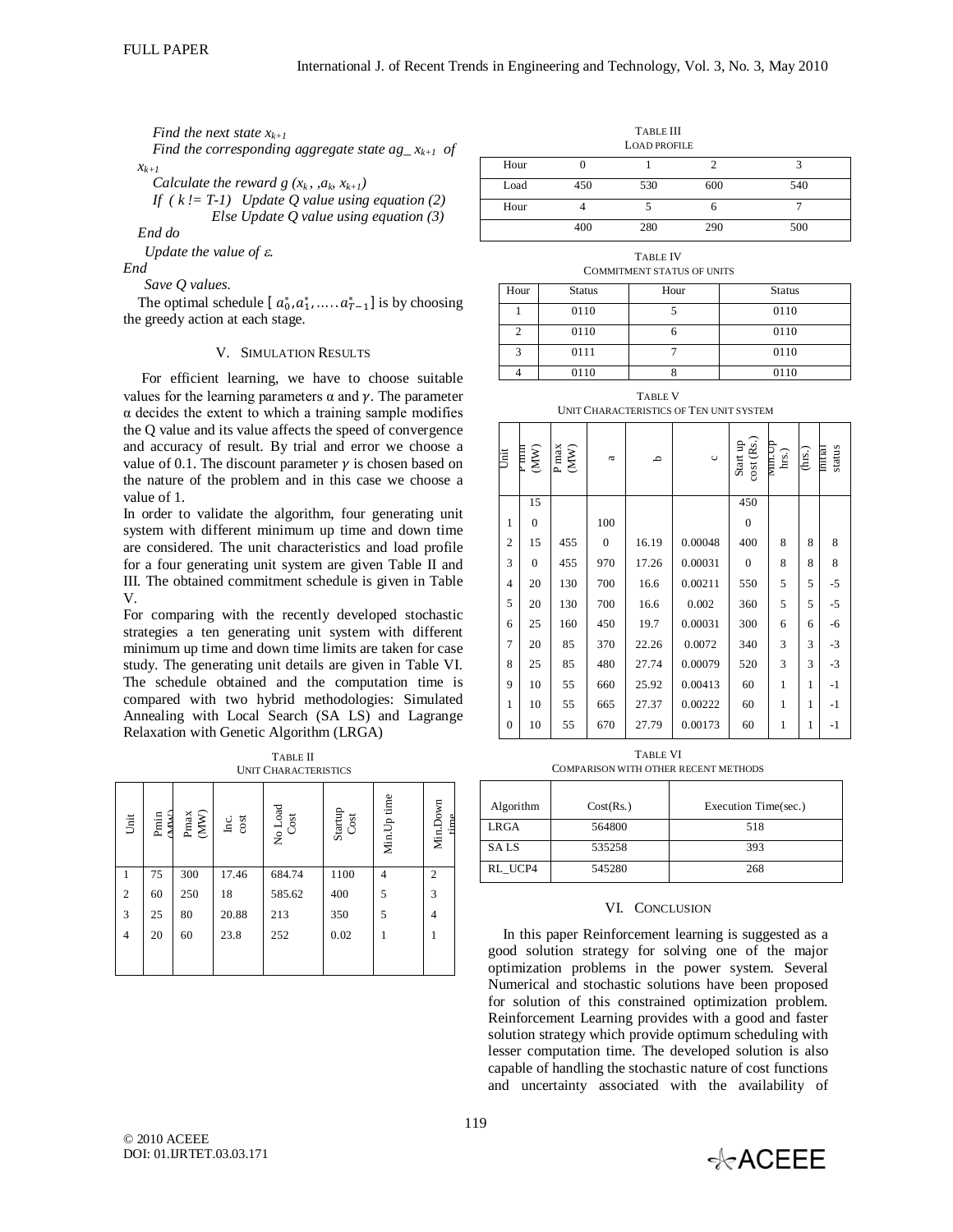*Find the next state $x_{k+1}$*

*Find the corresponding aggregate state $ag\_x_{k+1}$ of $x_{k+1}$*

*Calculate the reward $g(x_k, a_k, x_{k+1})$*

*If ( k != T-1) Update Q value using equation (2)*

*Else Update Q value using equation (3)*

*End do*

*Update the value of $\varepsilon$.*

*End*

*Save Q values.*

The optimal schedule $[a_0^*, a_1^*, \ldots a_{T-1}^*]$ is by choosing the greedy action at each stage.

## V. Simulation Results

For efficient learning, we have to choose suitable values for the learning parameters α and $\gamma$. The parameter α decides the extent to which a training sample modifies the Q value and its value affects the speed of convergence and accuracy of result. By trial and error we choose a value of 0.1. The discount parameter $\gamma$ is chosen based on the nature of the problem and in this case we choose a value of 1.

In order to validate the algorithm, four generating unit system with different minimum up time and down time are considered. The unit characteristics and load profile for a four generating unit system are given Table II and III. The obtained commitment schedule is given in Table V.

For comparing with the recently developed stochastic strategies a ten generating unit system with different minimum up time and down time limits are taken for case study. The generating unit details are given in Table VI. The schedule obtained and the computation time is compared with two hybrid methodologies: Simulated Annealing with Local Search (SA LS) and Lagrange Relaxation with Genetic Algorithm (LRGA)

TABLE II
UNIT CHARACTERISTICS

| Unit | Pmin (MW) | Pmax (MW) | Inc. cost | No Load Cost | Startup Cost | Min.Up time | Min.Down time |
|---|---|---|---|---|---|---|---|
| 1 | 75 | 300 | 17.46 | 684.74 | 1100 | 4 | 2 |
| 2 | 60 | 250 | 18 | 585.62 | 400 | 5 | 3 |
| 3 | 25 | 80 | 20.88 | 213 | 350 | 5 | 4 |
| 4 | 20 | 60 | 23.8 | 252 | 0.02 | 1 | 1 |

TABLE III
LOAD PROFILE

| Hour | 0 | 1 | 2 | 3 |
|---|---|---|---|---|
| Load | 450 | 530 | 600 | 540 |
| Hour | 4 | 5 | 6 | 7 |
| | 400 | 280 | 290 | 500 |

TABLE IV
COMMITMENT STATUS OF UNITS

| Hour | Status | Hour | Status |
|---|---|---|---|
| 1 | 0110 | 5 | 0110 |
| 2 | 0110 | 6 | 0110 |
| 3 | 0111 | 7 | 0110 |
| 4 | 0110 | 8 | 0110 |

TABLE V
UNIT CHARACTERISTICS OF TEN UNIT SYSTEM

| Unit | P min (MW) | P max (MW) | a | b | c | Start up cost (Rs.) | Min.Up hrs.) | (hrs.) | Initial status |
|---|---|---|---|---|---|---|---|---|---|
| | 15 | | | | | 450 | | | |
| 1 | 0 | | 100 | | | 0 | | | |
| 2 | 15 | 455 | 0 | 16.19 | 0.00048 | 400 | 8 | 8 | 8 |
| 3 | 0 | 455 | 970 | 17.26 | 0.00031 | 0 | 8 | 8 | 8 |
| 4 | 20 | 130 | 700 | 16.6 | 0.00211 | 550 | 5 | 5 | -5 |
| 5 | 20 | 130 | 700 | 16.6 | 0.002 | 360 | 5 | 5 | -5 |
| 6 | 25 | 160 | 450 | 19.7 | 0.00031 | 300 | 6 | 6 | -6 |
| 7 | 20 | 85 | 370 | 22.26 | 0.0072 | 340 | 3 | 3 | -3 |
| 8 | 25 | 85 | 480 | 27.74 | 0.00079 | 520 | 3 | 3 | -3 |
| 9 | 10 | 55 | 660 | 25.92 | 0.00413 | 60 | 1 | 1 | -1 |
| 1 | 10 | 55 | 665 | 27.37 | 0.00222 | 60 | 1 | 1 | -1 |
| 0 | 10 | 55 | 670 | 27.79 | 0.00173 | 60 | 1 | 1 | -1 |

TABLE VI
COMPARISON WITH OTHER RECENT METHODS

| Algorithm | Cost(Rs.) | Execution Time(sec.) |
|---|---|---|
| LRGA | 564800 | 518 |
| SA LS | 535258 | 393 |
| RL_UCP4 | 545280 | 268 |

## VI. Conclusion

In this paper Reinforcement learning is suggested as a good solution strategy for solving one of the major optimization problems in the power system. Several Numerical and stochastic solutions have been proposed for solution of this constrained optimization problem. Reinforcement Learning provides with a good and faster solution strategy which provide optimum scheduling with lesser computation time. The developed solution is also capable of handling the stochastic nature of cost functions and uncertainty associated with the availability of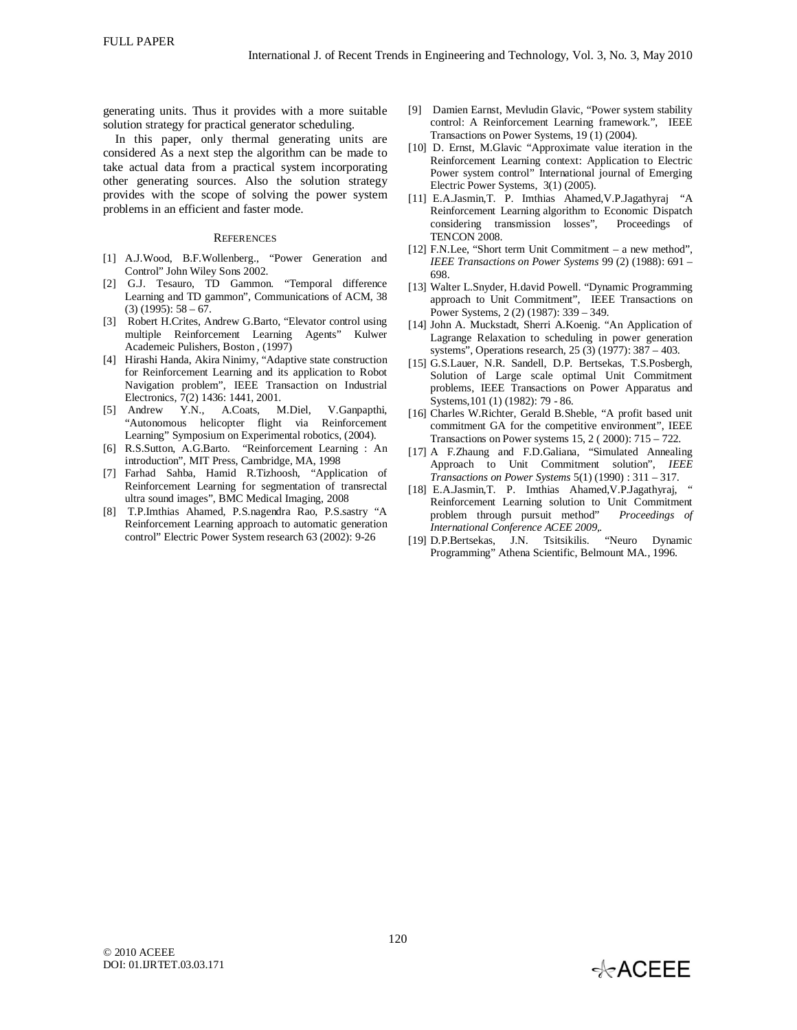generating units. Thus it provides with a more suitable solution strategy for practical generator scheduling.

In this paper, only thermal generating units are considered As a next step the algorithm can be made to take actual data from a practical system incorporating other generating sources. Also the solution strategy provides with the scope of solving the power system problems in an efficient and faster mode.

## REFERENCES

[1] A.J.Wood, B.F.Wollenberg., "Power Generation and Control" John Wiley Sons 2002.

[2] G.J. Tesauro, TD Gammon. "Temporal difference Learning and TD gammon", Communications of ACM, 38 (3) (1995): 58 – 67.

[3] Robert H.Crites, Andrew G.Barto, "Elevator control using multiple Reinforcement Learning Agents" Kulwer Academeic Pulishers, Boston , (1997)

[4] Hirashi Handa, Akira Ninimy, "Adaptive state construction for Reinforcement Learning and its application to Robot Navigation problem", IEEE Transaction on Industrial Electronics, 7(2) 1436: 1441, 2001.

[5] Andrew Y.N., A.Coats, M.Diel, V.Ganpapthi, "Autonomous helicopter flight via Reinforcement Learning" Symposium on Experimental robotics, (2004).

[6] R.S.Sutton, A.G.Barto. "Reinforcement Learning : An introduction", MIT Press, Cambridge, MA, 1998

[7] Farhad Sahba, Hamid R.Tizhoosh, "Application of Reinforcement Learning for segmentation of transrectal ultra sound images", BMC Medical Imaging, 2008

[8] T.P.Imthias Ahamed, P.S.nagendra Rao, P.S.sastry "A Reinforcement Learning approach to automatic generation control" Electric Power System research 63 (2002): 9-26

[9] Damien Earnst, Mevludin Glavic, "Power system stability control: A Reinforcement Learning framework.", IEEE Transactions on Power Systems, 19 (1) (2004).

[10] D. Ernst, M.Glavic "Approximate value iteration in the Reinforcement Learning context: Application to Electric Power system control" International journal of Emerging Electric Power Systems, 3(1) (2005).

[11] E.A.Jasmin,T. P. Imthias Ahamed,V.P.Jagathyraj "A Reinforcement Learning algorithm to Economic Dispatch considering transmission losses", Proceedings of TENCON 2008.

[12] F.N.Lee, "Short term Unit Commitment – a new method", *IEEE Transactions on Power Systems* 99 (2) (1988): 691 – 698.

[13] Walter L.Snyder, H.david Powell. "Dynamic Programming approach to Unit Commitment", IEEE Transactions on Power Systems, 2 (2) (1987): 339 – 349.

[14] John A. Muckstadt, Sherri A.Koenig. "An Application of Lagrange Relaxation to scheduling in power generation systems", Operations research, 25 (3) (1977): 387 – 403.

[15] G.S.Lauer, N.R. Sandell, D.P. Bertsekas, T.S.Posbergh, Solution of Large scale optimal Unit Commitment problems, IEEE Transactions on Power Apparatus and Systems,101 (1) (1982): 79 - 86.

[16] Charles W.Richter, Gerald B.Sheble, "A profit based unit commitment GA for the competitive environment", IEEE Transactions on Power systems 15, 2 ( 2000): 715 – 722.

[17] A F.Zhaung and F.D.Galiana, "Simulated Annealing Approach to Unit Commitment solution", *IEEE Transactions on Power Systems* 5(1) (1990) : 311 – 317.

[18] E.A.Jasmin,T. P. Imthias Ahamed,V.P.Jagathyraj, " Reinforcement Learning solution to Unit Commitment problem through pursuit method" *Proceedings of International Conference ACEE 2009,.*

[19] D.P.Bertsekas, J.N. Tsitsikilis. "Neuro Dynamic Programming" Athena Scientific, Belmount MA., 1996.